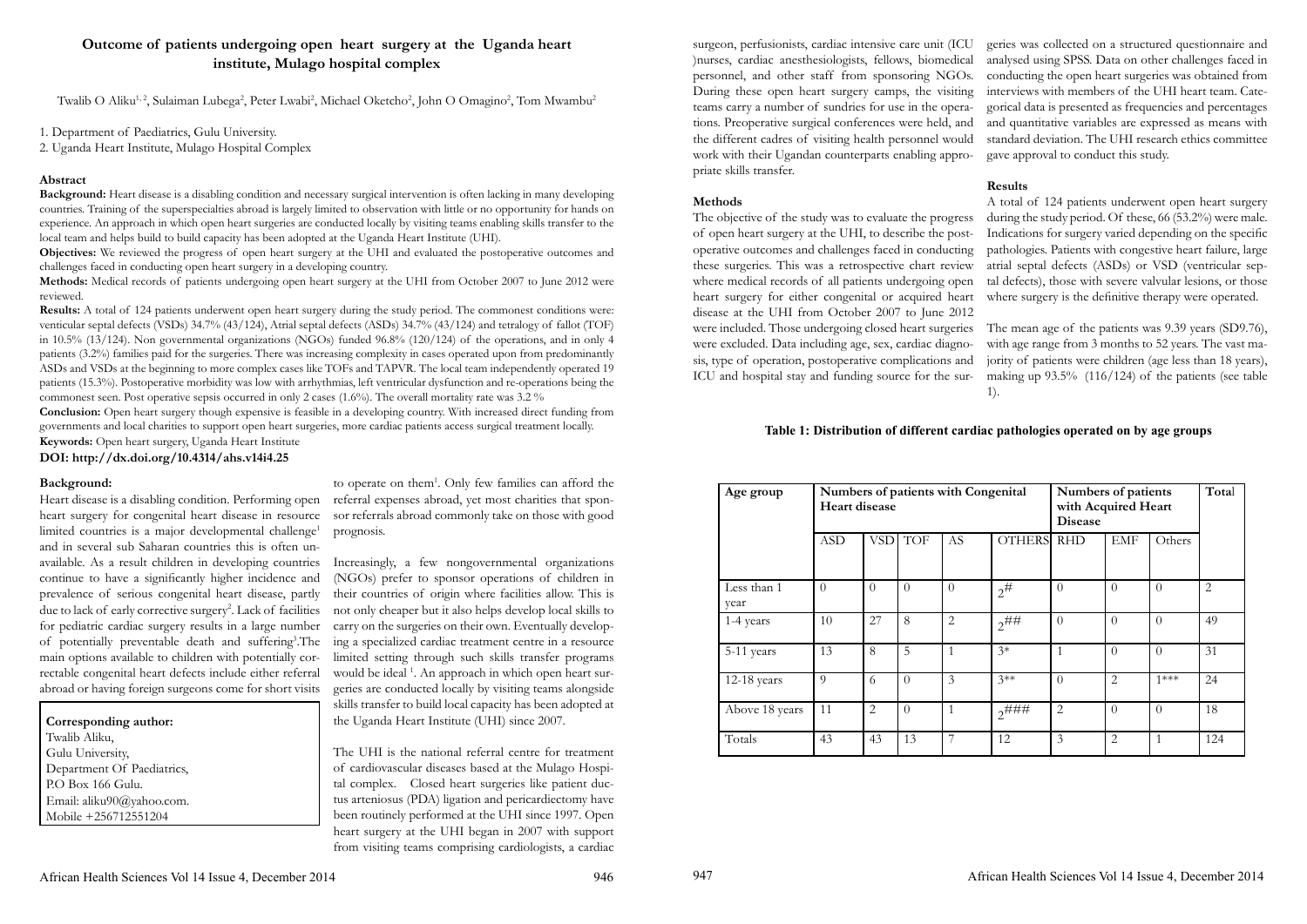# Outcome of patients undergoing open heart surgery at the Uganda heart institute, Mulago hospital complex

Twalib O Aliku[1, 2], Sulaiman Lubega[2], Peter Lwabi[2], Michael Oketcho[2], John O Omagino[2], Tom Mwambu[2]

1. Department of Paediatrics, Gulu University.
2. Uganda Heart Institute, Mulago Hospital Complex

## Abstract

**Background:** Heart disease is a disabling condition and necessary surgical intervention is often lacking in many developing countries. Training of the superspecialties abroad is largely limited to observation with little or no opportunity for hands on experience. An approach in which open heart surgeries are conducted locally by visiting teams enabling skills transfer to the local team and helps build to build capacity has been adopted at the Uganda Heart Institute (UHI).

**Objectives:** We reviewed the progress of open heart surgery at the UHI and evaluated the postoperative outcomes and challenges faced in conducting open heart surgery in a developing country.

**Methods:** Medical records of patients undergoing open heart surgery at the UHI from October 2007 to June 2012 were reviewed.

**Results:** A total of 124 patients underwent open heart surgery during the study period. The commonest conditions were: venticular septal defects (VSDs) 34.7% (43/124), Atrial septal defects (ASDs) 34.7% (43/124) and tetralogy of fallot (TOF) in 10.5% (13/124). Non governmental organizations (NGOs) funded 96.8% (120/124) of the operations, and in only 4 patients (3.2%) families paid for the surgeries. There was increasing complexity in cases operated upon from predominantly ASDs and VSDs at the beginning to more complex cases like TOFs and TAPVR. The local team independently operated 19 patients (15.3%). Postoperative morbidity was low with arrhythmias, left ventricular dysfunction and re-operations being the commonest seen. Post operative sepsis occurred in only 2 cases (1.6%). The overall mortality rate was 3.2 %

**Conclusion:** Open heart surgery though expensive is feasible in a developing country. With increased direct funding from governments and local charities to support open heart surgeries, more cardiac patients access surgical treatment locally.

**Keywords:** Open heart surgery, Uganda Heart Institute

**DOI: http://dx.doi.org/10.4314/ahs.v14i4.25**

**Corresponding author:**
Twalib Aliku,
Gulu University,
Department Of Paediatrics,
P.O Box 166 Gulu.
Email: aliku90@yahoo.com.
Mobile +256712551204

## Background:

Heart disease is a disabling condition. Performing open heart surgery for congenital heart disease in resource limited countries is a major developmental challenge[1] and in several sub Saharan countries this is often unavailable. As a result children in developing countries continue to have a significantly higher incidence and prevalence of serious congenital heart disease, partly due to lack of early corrective surgery[2]. Lack of facilities for pediatric cardiac surgery results in a large number of potentially preventable death and suffering[3]. The main options available to children with potentially correctable congenital heart defects include either referral abroad or having foreign surgeons come for short visits to operate on them[1]. Only few families can afford the referral expenses abroad, yet most charities that sponsor referrals abroad commonly take on those with good prognosis.

Increasingly, a few nongovernmental organizations (NGOs) prefer to sponsor operations of children in their countries of origin where facilities allow. This is not only cheaper but it also helps develop local skills to carry on the surgeries on their own. Eventually developing a specialized cardiac treatment centre in a resource limited setting through such skills transfer programs would be ideal [1]. An approach in which open heart surgeries are conducted locally by visiting teams alongside skills transfer to build local capacity has been adopted at the Uganda Heart Institute (UHI) since 2007.

The UHI is the national referral centre for treatment of cardiovascular diseases based at the Mulago Hospital complex. Closed heart surgeries like patient ductus arteniosus (PDA) ligation and pericardiectomy have been routinely performed at the UHI since 1997. Open heart surgery at the UHI began in 2007 with support from visiting teams comprising cardiologists, a cardiac surgeon, perfusionists, cardiac intensive care unit (ICU )nurses, cardiac anesthesiologists, fellows, biomedical personnel, and other staff from sponsoring NGOs. During these open heart surgery camps, the visiting teams carry a number of sundries for use in the operations. Preoperative surgical conferences were held, and the different cadres of visiting health personnel would work with their Ugandan counterparts enabling appropriate skills transfer.

## Methods

The objective of the study was to evaluate the progress of open heart surgery at the UHI, to describe the postoperative outcomes and challenges faced in conducting these surgeries. This was a retrospective chart review where medical records of all patients undergoing open heart surgery for either congenital or acquired heart disease at the UHI from October 2007 to June 2012 were included. Those undergoing closed heart surgeries were excluded. Data including age, sex, cardiac diagnosis, type of operation, postoperative complications and ICU and hospital stay and funding source for the surgeries was collected on a structured questionnaire and analysed using SPSS. Data on other challenges faced in conducting the open heart surgeries was obtained from interviews with members of the UHI heart team. Categorical data is presented as frequencies and percentages and quantitative variables are expressed as means with standard deviation. The UHI research ethics committee gave approval to conduct this study.

## Results

A total of 124 patients underwent open heart surgery during the study period. Of these, 66 (53.2%) were male. Indications for surgery varied depending on the specific pathologies. Patients with congestive heart failure, large atrial septal defects (ASDs) or VSD (ventricular septal defects), those with severe valvular lesions, or those where surgery is the definitive therapy were operated.

The mean age of the patients was 9.39 years (SD9.76), with age range from 3 months to 52 years. The vast majority of patients were children (age less than 18 years), making up 93.5% (116/124) of the patients (see table 1).

**Table 1: Distribution of different cardiac pathologies operated on by age groups**

| Age group | Numbers of patients with Congenital Heart disease | | | | | Numbers of patients with Acquired Heart Disease | | | Total |
|---|---|---|---|---|---|---|---|---|---|
| | ASD | VSD | TOF | AS | OTHERS | RHD | EMF | Others | |
| Less than 1 year | 0 | 0 | 0 | 0 | 2# | 0 | 0 | 0 | 2 |
| 1-4 years | 10 | 27 | 8 | 2 | 2## | 0 | 0 | 0 | 49 |
| 5-11 years | 13 | 8 | 5 | 1 | 3* | 1 | 0 | 0 | 31 |
| 12-18 years | 9 | 6 | 0 | 3 | 3** | 0 | 2 | 1*** | 24 |
| Above 18 years | 11 | 2 | 0 | 1 | 2### | 2 | 0 | 0 | 18 |
| Totals | 43 | 43 | 13 | 7 | 12 | 3 | 2 | 1 | 124 |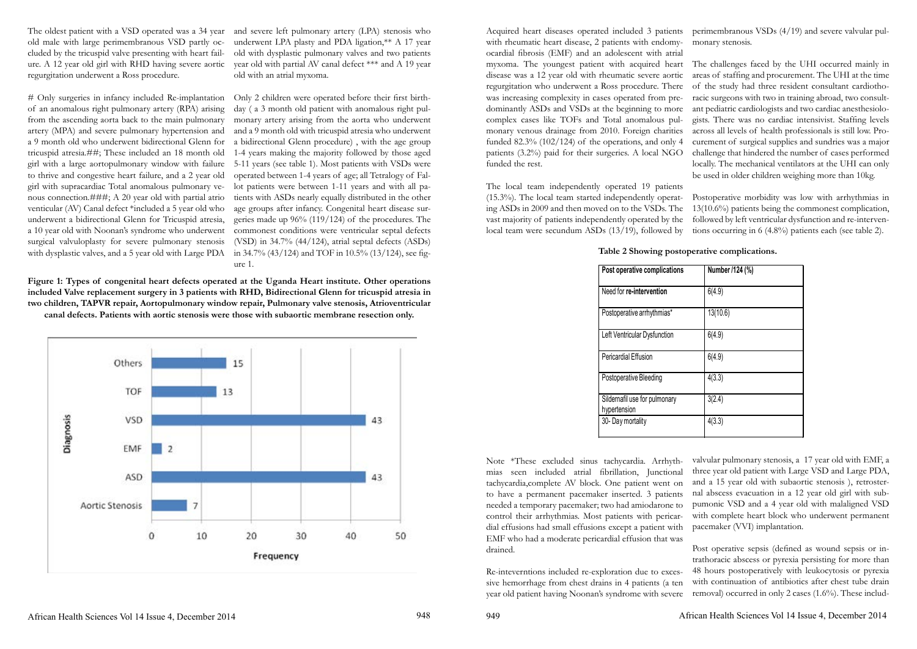The oldest patient with a VSD operated was a 34 year old male with large perimembranous VSD partly occluded by the tricuspid valve presenting with heart failure. A 12 year old girl with RHD having severe aortic regurgitation underwent a Ross procedure.

# Only surgeries in infancy included Re-implantation of an anomalous right pulmonary artery (RPA) arising from the ascending aorta back to the main pulmonary artery (MPA) and severe pulmonary hypertension and a 9 month old who underwent bidirectional Glenn for tricuspid atresia.##; These included an 18 month old girl with a large aortopulmonary window with failure to thrive and congestive heart failure, and a 2 year old girl with supracardiac Total anomalous pulmonary venous connection.###; A 20 year old with partial atrio venticular (AV) Canal defect *included a 5 year old who underwent a bidirectional Glenn for Tricuspid atresia, a 10 year old with Noonan's syndrome who underwent surgical valvuloplasty for severe pulmonary stenosis with dysplastic valves, and a 5 year old with Large PDA and severe left pulmonary artery (LPA) stenosis who underwent LPA plasty and PDA ligation,** A 17 year old with dysplastic pulmonary valves and two patients year old with partial AV canal defect *** and A 19 year old with an atrial myxoma.

Only 2 children were operated before their first birthday ( a 3 month old patient with anomalous right pulmonary artery arising from the aorta who underwent and a 9 month old with tricuspid atresia who underwent a bidirectional Glenn procedure) , with the age group 1-4 years making the majority followed by those aged 5-11 years (see table 1). Most patients with VSDs were operated between 1-4 years of age; all Tetralogy of Fallot patients were between 1-11 years and with all patients with ASDs nearly equally distributed in the other age groups after infancy. Congenital heart disease surgeries made up 96% (119/124) of the procedures. The commonest conditions were ventricular septal defects (VSD) in 34.7% (44/124), atrial septal defects (ASDs) in 34.7% (43/124) and TOF in 10.5% (13/124), see figure 1.

**Figure 1: Types of congenital heart defects operated at the Uganda Heart institute. Other operations included Valve replacement surgery in 3 patients with RHD, Bidirectional Glenn for tricuspid atresia in two children, TAPVR repair, Aortopulmonary window repair, Pulmonary valve stenosis, Atrioventricular canal defects. Patients with aortic stenosis were those with subaortic membrane resection only.**

| Diagnosis | Frequency |
|---|---|
| Others | 15 |
| TOF | 13 |
| VSD | 43 |
| EMF | 2 |
| ASD | 43 |
| Aortic Stenosis | 7 |

Acquired heart diseases operated included 3 patients with rheumatic heart disease, 2 patients with endomyocardial fibrosis (EMF) and an adolescent with atrial myxoma. The youngest patient with acquired heart disease was a 12 year old with rheumatic severe aortic regurgitation who underwent a Ross procedure. There was increasing complexity in cases operated from predominantly ASDs and VSDs at the beginning to more complex cases like TOFs and Total anomalous pulmonary venous drainage from 2010. Foreign charities funded 82.3% (102/124) of the operations, and only 4 patients (3.2%) paid for their surgeries. A local NGO funded the rest.

The local team independently operated 19 patients (15.3%). The local team started independently operating ASDs in 2009 and then moved on to the VSDs. The vast majority of patients independently operated by the local team were secundum ASDs (13/19), followed by perimembranous VSDs (4/19) and severe valvular pulmonary stenosis.

The challenges faced by the UHI occurred mainly in areas of staffing and procurement. The UHI at the time of the study had three resident consultant cardiothoracic surgeons with two in training abroad, two consultant pediatric cardiologists and two cardiac anesthesiologists. There was no cardiac intensivist. Staffing levels across all levels of health professionals is still low. Procurement of surgical supplies and sundries was a major challenge that hindered the number of cases performed locally. The mechanical ventilators at the UHI can only be used in older children weighing more than 10kg.

Postoperative morbidity was low with arrhythmias in 13(10.6%) patients being the commonest complication, followed by left ventricular dysfunction and re-interventions occurring in 6 (4.8%) patients each (see table 2).

**Table 2 Showing postoperative complications.**

| Post operative complications | Number /124 (%) |
|---|---|
| Need for **re-intervention** | 6(4.9) |
| Postoperative arrhythmias* | 13(10.6) |
| Left Ventricular Dysfunction | 6(4.9) |
| Pericardial Effusion | 6(4.9) |
| Postoperative Bleeding | 4(3.3) |
| Sildernafil use for pulmonary hypertension | 3(2.4) |
| 30- Day mortality | 4(3.3) |

Note *These excluded sinus tachycardia. Arrhythmias seen included atrial fibrillation, Junctional tachycardia,complete AV block. One patient went on to have a permanent pacemaker inserted. 3 patients needed a temporary pacemaker; two had amiodarone to control their arrhythmias. Most patients with pericardial effusions had small effusions except a patient with EMF who had a moderate pericardial effusion that was drained.

Re-inteverntions included re-exploration due to excessive hemorrhage from chest drains in 4 patients (a ten year old patient having Noonan's syndrome with severe valvular pulmonary stenosis, a 17 year old with EMF, a three year old patient with Large VSD and Large PDA, and a 15 year old with subaortic stenosis ), retrosternal abscess evacuation in a 12 year old girl with subpumonic VSD and a 4 year old with malaligned VSD with complete heart block who underwent permanent pacemaker (VVI) implantation.

Post operative sepsis (defined as wound sepsis or intrathoracic abscess or pyrexia persisting for more than 48 hours postoperatively with leukocytosis or pyrexia with continuation of antibiotics after chest tube drain removal) occurred in only 2 cases (1.6%). These includ-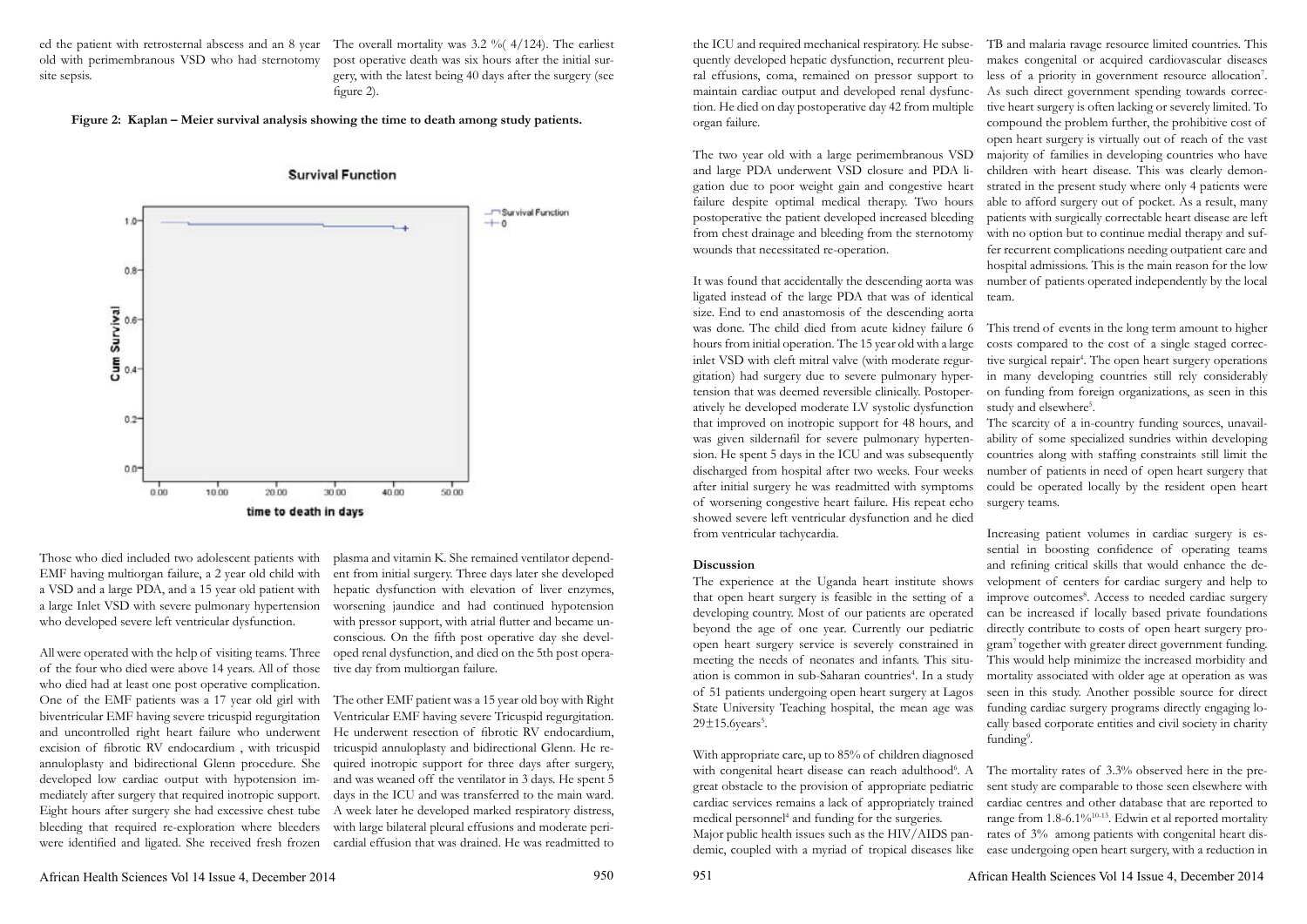ed the patient with retrosternal abscess and an 8 year old with perimembranous VSD who had sternotomy site sepsis.

The overall mortality was 3.2 %( 4/124). The earliest post operative death was six hours after the initial surgery, with the latest being 40 days after the surgery (see figure 2).

**Figure 2: Kaplan – Meier survival analysis showing the time to death among study patients.**

Those who died included two adolescent patients with EMF having multiorgan failure, a 2 year old child with a VSD and a large PDA, and a 15 year old patient with a large Inlet VSD with severe pulmonary hypertension who developed severe left ventricular dysfunction.

All were operated with the help of visiting teams. Three of the four who died were above 14 years. All of those who died had at least one post operative complication. One of the EMF patients was a 17 year old girl with biventricular EMF having severe tricuspid regurgitation and uncontrolled right heart failure who underwent excision of fibrotic RV endocardium , with tricuspid annuloplasty and bidirectional Glenn procedure. She developed low cardiac output with hypotension immediately after surgery that required inotropic support. Eight hours after surgery she had excessive chest tube bleeding that required re-exploration where bleeders were identified and ligated. She received fresh frozen plasma and vitamin K. She remained ventilator dependent from initial surgery. Three days later she developed hepatic dysfunction with elevation of liver enzymes, worsening jaundice and had continued hypotension with pressor support, with atrial flutter and became unconscious. On the fifth post operative day she developed renal dysfunction, and died on the 5th post operative day from multiorgan failure.

The other EMF patient was a 15 year old boy with Right Ventricular EMF having severe Tricuspid regurgitation. He underwent resection of fibrotic RV endocardium, tricuspid annuloplasty and bidirectional Glenn. He required inotropic support for three days after surgery, and was weaned off the ventilator in 3 days. He spent 5 days in the ICU and was transferred to the main ward. A week later he developed marked respiratory distress, with large bilateral pleural effusions and moderate pericardial effusion that was drained. He was readmitted to the ICU and required mechanical respiratory. He subsequently developed hepatic dysfunction, recurrent pleural effusions, coma, remained on pressor support to maintain cardiac output and developed renal dysfunction. He died on day postoperative day 42 from multiple organ failure.

The two year old with a large perimembranous VSD and large PDA underwent VSD closure and PDA ligation due to poor weight gain and congestive heart failure despite optimal medical therapy. Two hours postoperative the patient developed increased bleeding from chest drainage and bleeding from the sternotomy wounds that necessitated re-operation.

It was found that accidentally the descending aorta was ligated instead of the large PDA that was of identical size. End to end anastomosis of the descending aorta was done. The child died from acute kidney failure 6 hours from initial operation. The 15 year old with a large inlet VSD with cleft mitral valve (with moderate regurgitation) had surgery due to severe pulmonary hypertension that was deemed reversible clinically. Postoperatively he developed moderate LV systolic dysfunction that improved on inotropic support for 48 hours, and was given sildernafil for severe pulmonary hypertension. He spent 5 days in the ICU and was subsequently discharged from hospital after two weeks. Four weeks after initial surgery he was readmitted with symptoms of worsening congestive heart failure. His repeat echo showed severe left ventricular dysfunction and he died from ventricular tachycardia.

## Discussion

The experience at the Uganda heart institute shows that open heart surgery is feasible in the setting of a developing country. Most of our patients are operated beyond the age of one year. Currently our pediatric open heart surgery service is severely constrained in meeting the needs of neonates and infants. This situation is common in sub-Saharan countries[4]. In a study of 51 patients undergoing open heart surgery at Lagos State University Teaching hospital, the mean age was 29±15.6years[5].

With appropriate care, up to 85% of children diagnosed with congenital heart disease can reach adulthood[6]. A great obstacle to the provision of appropriate pediatric cardiac services remains a lack of appropriately trained medical personnel[4] and funding for the surgeries.

Major public health issues such as the HIV/AIDS pandemic, coupled with a myriad of tropical diseases like TB and malaria ravage resource limited countries. This makes congenital or acquired cardiovascular diseases less of a priority in government resource allocation[7]. As such direct government spending towards corrective heart surgery is often lacking or severely limited. To compound the problem further, the prohibitive cost of open heart surgery is virtually out of reach of the vast majority of families in developing countries who have children with heart disease. This was clearly demonstrated in the present study where only 4 patients were able to afford surgery out of pocket. As a result, many patients with surgically correctable heart disease are left with no option but to continue medial therapy and suffer recurrent complications needing outpatient care and hospital admissions. This is the main reason for the low number of patients operated independently by the local team.

This trend of events in the long term amount to higher costs compared to the cost of a single staged corrective surgical repair[4]. The open heart surgery operations in many developing countries still rely considerably on funding from foreign organizations, as seen in this study and elsewhere[5].

The scarcity of a in-country funding sources, unavailability of some specialized sundries within developing countries along with staffing constraints still limit the number of patients in need of open heart surgery that could be operated locally by the resident open heart surgery teams.

Increasing patient volumes in cardiac surgery is essential in boosting confidence of operating teams and refining critical skills that would enhance the development of centers for cardiac surgery and help to improve outcomes[8]. Access to needed cardiac surgery can be increased if locally based private foundations directly contribute to costs of open heart surgery program[7] together with greater direct government funding. This would help minimize the increased morbidity and mortality associated with older age at operation as was seen in this study. Another possible source for direct funding cardiac surgery programs directly engaging locally based corporate entities and civil society in charity funding[9].

The mortality rates of 3.3% observed here in the present study are comparable to those seen elsewhere with cardiac centres and other database that are reported to range from 1.8-6.1%[10-13]. Edwin et al reported mortality rates of 3% among patients with congenital heart disease undergoing open heart surgery, with a reduction in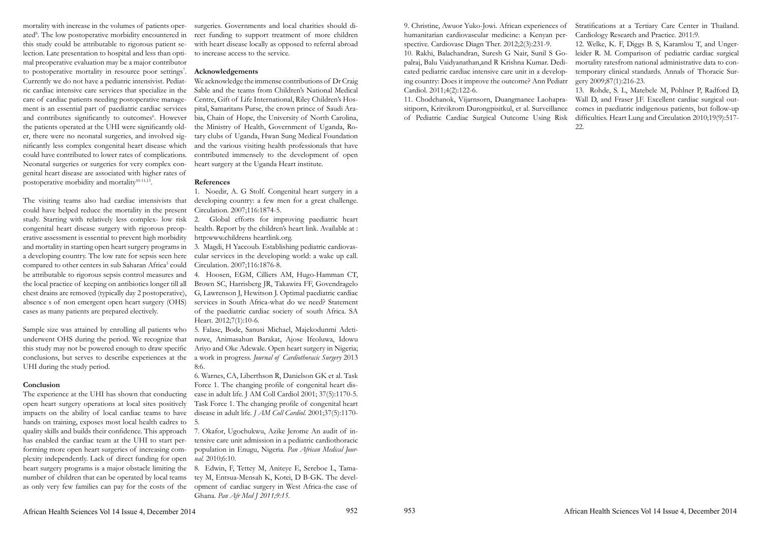mortality with increase in the volumes of patients operated[8]. The low postoperative morbidity encountered in this study could be attributable to rigorous patient selection. Late presentation to hospital and less than optimal preoperative evaluation may be a major contributor to postoperative mortality in resource poor settings[7]. Currently we do not have a pediatric intensivist. Pediatric cardiac intensive care services that specialize in the care of cardiac patients needing postoperative management is an essential part of paediatric cardiac services and contributes significantly to outcomes[6]. However the patients operated at the UHI were significantly older, there were no neonatal surgeries, and involved significantly less complex congenital heart disease which could have contributed to lower rates of complications. Neonatal surgeries or surgeries for very complex congenital heart disease are associated with higher rates of postoperative morbidity and mortality[10-11,13].

The visiting teams also had cardiac intensivists that could have helped reduce the mortality in the present study. Starting with relatively less complex- low risk congenital heart disease surgery with rigorous preoperative assessment is essential to prevent high morbidity and mortality in starting open heart surgery programs in a developing country. The low rate for sepsis seen here compared to other centers in sub Saharan Africa[5] could be attributable to rigorous sepsis control measures and the local practice of keeping on antibiotics longer till all chest drains are removed (typically day 2 postoperative), absence s of non emergent open heart surgery (OHS) cases as many patients are prepared electively.

Sample size was attained by enrolling all patients who underwent OHS during the period. We recognize that this study may not be powered enough to draw specific conclusions, but serves to describe experiences at the UHI during the study period.

## Conclusion

The experience at the UHI has shown that conducting open heart surgery operations at local sites positively impacts on the ability of local cardiac teams to have hands on training, exposes most local health cadres to quality skills and builds their confidence. This approach has enabled the cardiac team at the UHI to start performing more open heart surgeries of increasing complexity independently. Lack of direct funding for open heart surgery programs is a major obstacle limiting the number of children that can be operated by local teams as only very few families can pay for the costs of the surgeries. Governments and local charities should direct funding to support treatment of more children with heart disease locally as opposed to referral abroad to increase access to the service.

## Acknowledgements

We acknowledge the immense contributions of Dr Craig Sable and the teams from Children's National Medical Centre, Gift of Life International, Riley Children's Hospital, Samaritans Purse, the crown prince of Saudi Arabia, Chain of Hope, the University of North Carolina, the Ministry of Health, Government of Uganda, Rotary clubs of Uganda, Hwan Sung Medical Foundation and the various visiting health professionals that have contributed immensely to the development of open heart surgery at the Uganda Heart institute.

## References

1. Noedir, A. G Stolf. Congenital heart surgery in a developing country: a few men for a great challenge. Circulation. 2007;116:1874-5.
2. Global efforts for improving paediatric heart health. Report by the children's heart link. Available at : http:www.childrens heartlink.org.
3. Magdi, H Yaccoub. Establishing pediatric cardiovascular services in the developing world: a wake up call. Circulation. 2007;116:1876-8.
4. Hoosen, EGM, Cilliers AM, Hugo-Hamman CT, Brown SC, Harrisberg JR, Takawira FF, Govendragelo G, Lawrenson J, Hewitson J. Optimal paediatric cardiac services in South Africa-what do we need? Statement of the paediatric cardiac society of south Africa. SA Heart. 2012;7(1):10-6.
5. Falase, Bode, Sanusi Michael, Majekodunmi Adetinuwe, Animasahun Barakat, Ajose Ifeoluwa, Idowu Ariyo and Oke Adewale. Open heart surgery in Nigeria; a work in progress. *Journal of Cardiothoracic Surgery* 2013 8:6.
6. Warnes, CA, Liberthson R, Danielson GK et al. Task Force 1. The changing profile of congenital heart disease in adult life. J AM Coll Cardiol 2001; 37(5):1170-5. Task Force 1. The changing profile of congenital heart disease in adult life. *J AM Coll Cardiol.* 2001;37(5):1170-5.
7. Okafor, Ugochukwu, Azike Jerome An audit of intensive care unit admission in a pediatric cardiothoracic population in Enugu, Nigeria. *Pan African Medical Journal.* 2010;6:10.
8. Edwin, F, Tettey M, Aniteye E, Sereboe L, Tamatey M, Entsua-Mensah K, Kotei, D B-GK. The development of cardiac surgery in West Africa-the case of Ghana. *Pan Afr Med J 2011;9:15.*
9. Christine, Awuor Yuko-Jowi. African experiences of humanitarian cardiovascular medicine: a Kenyan perspective. Cardiovasc Diagn Ther. 2012;2(3):231-9.
10. Rakhi, Balachandran, Suresh G Nair, Sunil S Gopalraj, Balu Vaidyanathan,and R Krishna Kumar. Dedicated pediatric cardiac intensive care unit in a developing country: Does it improve the outcome? Ann Pediatr Cardiol. 2011;4(2):122-6.
11. Chodchanok, Vijarnsorn, Duangmanee Laohaprasitiporn, Kritvikrom Durongpisitkul, et al. Surveillance of Pediatric Cardiac Surgical Outcome Using Risk Stratifications at a Tertiary Care Center in Thailand. Cardiology Research and Practice. 2011:9.
12. Welke, K. F, Diggs B. S, Karamlou T, and Ungerleider R. M. Comparison of pediatric cardiac surgical mortality ratesfrom national administrative data to contemporary clinical standards. Annals of Thoracic Surgery 2009;87(1):216-23.
13. Rohde, S. L, Matebele M, Pohlner P, Radford D, Wall D, and Fraser J.F. Excellent cardiac surgical outcomes in paediatric indigenous patients, but follow-up difficulties. Heart Lung and Circulation 2010;19(9):517-22.